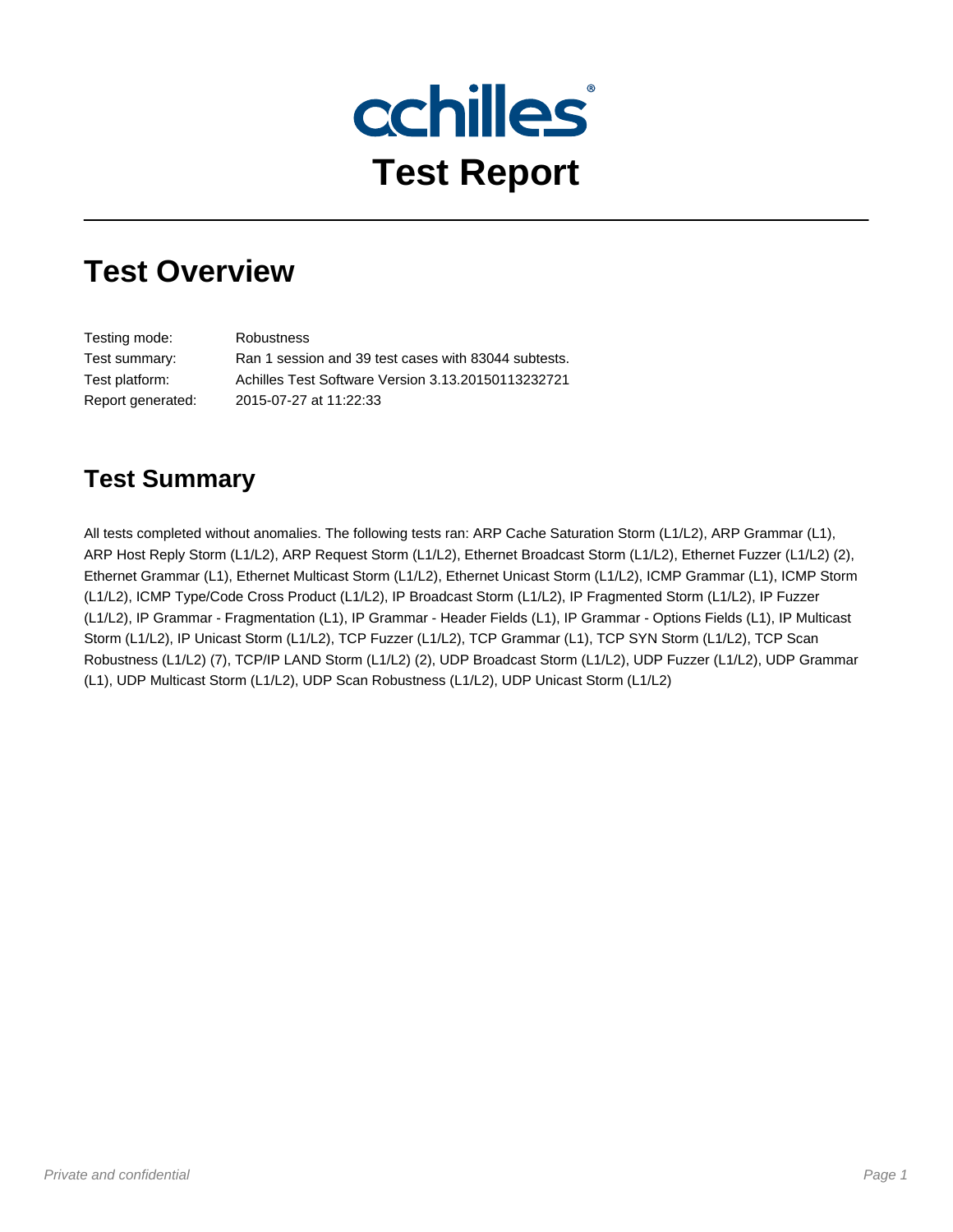achilles®

# Test Report

## Test Overview

| | |
|---|---|
| Testing mode: | Robustness |
| Test summary: | Ran 1 session and 39 test cases with 83044 subtests. |
| Test platform: | Achilles Test Software Version 3.13.20150113232721 |
| Report generated: | 2015-07-27 at 11:22:33 |

### Test Summary

All tests completed without anomalies. The following tests ran: ARP Cache Saturation Storm (L1/L2), ARP Grammar (L1), ARP Host Reply Storm (L1/L2), ARP Request Storm (L1/L2), Ethernet Broadcast Storm (L1/L2), Ethernet Fuzzer (L1/L2) (2), Ethernet Grammar (L1), Ethernet Multicast Storm (L1/L2), Ethernet Unicast Storm (L1/L2), ICMP Grammar (L1), ICMP Storm (L1/L2), ICMP Type/Code Cross Product (L1/L2), IP Broadcast Storm (L1/L2), IP Fragmented Storm (L1/L2), IP Fuzzer (L1/L2), IP Grammar - Fragmentation (L1), IP Grammar - Header Fields (L1), IP Grammar - Options Fields (L1), IP Multicast Storm (L1/L2), IP Unicast Storm (L1/L2), TCP Fuzzer (L1/L2), TCP Grammar (L1), TCP SYN Storm (L1/L2), TCP Scan Robustness (L1/L2) (7), TCP/IP LAND Storm (L1/L2) (2), UDP Broadcast Storm (L1/L2), UDP Fuzzer (L1/L2), UDP Grammar (L1), UDP Multicast Storm (L1/L2), UDP Scan Robustness (L1/L2), UDP Unicast Storm (L1/L2)

*Private and confidential*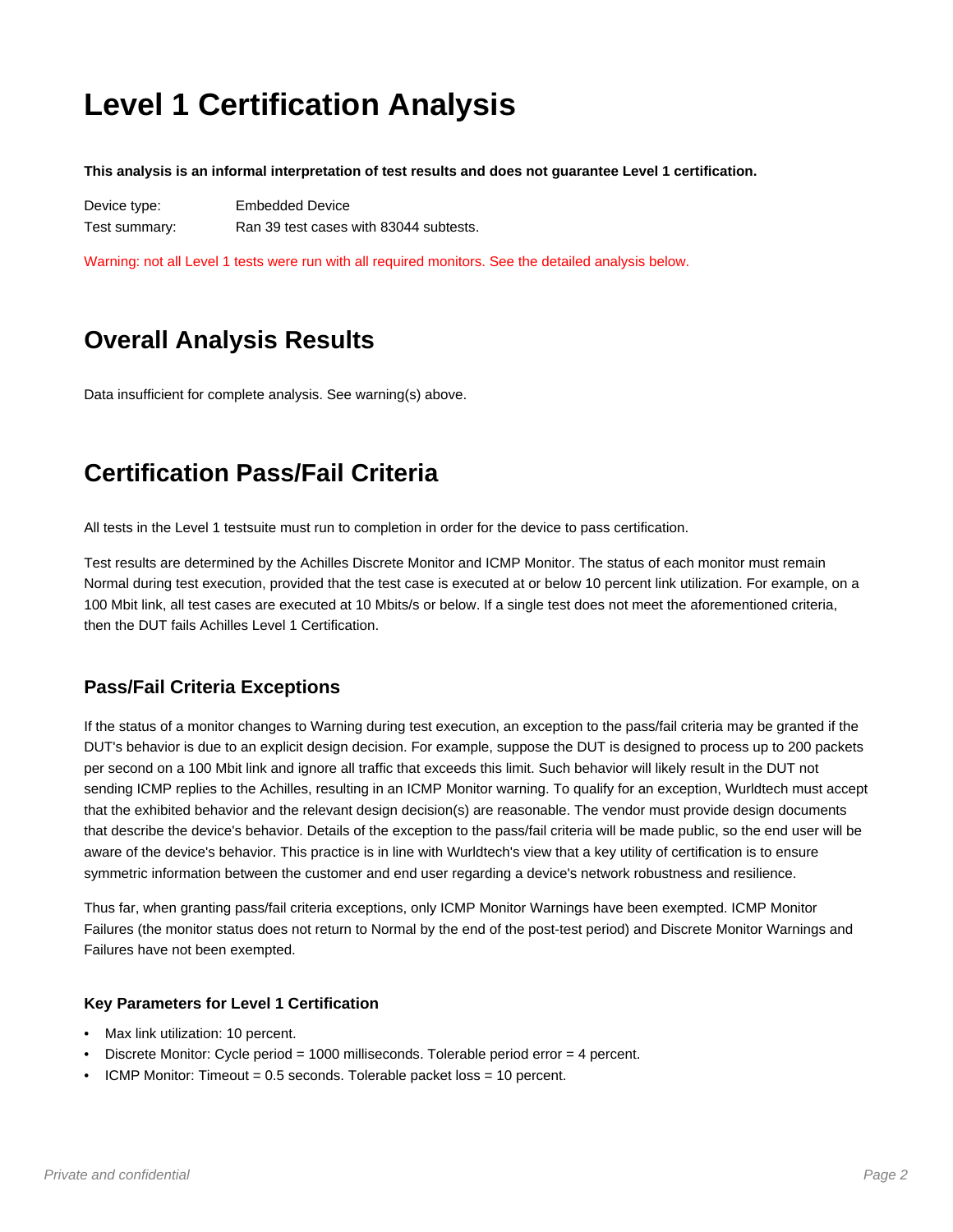# Level 1 Certification Analysis

**This analysis is an informal interpretation of test results and does not guarantee Level 1 certification.**

| | |
|---|---|
| Device type: | Embedded Device |
| Test summary: | Ran 39 test cases with 83044 subtests. |

Warning: not all Level 1 tests were run with all required monitors. See the detailed analysis below.

## Overall Analysis Results

Data insufficient for complete analysis. See warning(s) above.

## Certification Pass/Fail Criteria

All tests in the Level 1 testsuite must run to completion in order for the device to pass certification.

Test results are determined by the Achilles Discrete Monitor and ICMP Monitor. The status of each monitor must remain Normal during test execution, provided that the test case is executed at or below 10 percent link utilization. For example, on a 100 Mbit link, all test cases are executed at 10 Mbits/s or below. If a single test does not meet the aforementioned criteria, then the DUT fails Achilles Level 1 Certification.

### Pass/Fail Criteria Exceptions

If the status of a monitor changes to Warning during test execution, an exception to the pass/fail criteria may be granted if the DUT's behavior is due to an explicit design decision. For example, suppose the DUT is designed to process up to 200 packets per second on a 100 Mbit link and ignore all traffic that exceeds this limit. Such behavior will likely result in the DUT not sending ICMP replies to the Achilles, resulting in an ICMP Monitor warning. To qualify for an exception, Wurldtech must accept that the exhibited behavior and the relevant design decision(s) are reasonable. The vendor must provide design documents that describe the device's behavior. Details of the exception to the pass/fail criteria will be made public, so the end user will be aware of the device's behavior. This practice is in line with Wurldtech's view that a key utility of certification is to ensure symmetric information between the customer and end user regarding a device's network robustness and resilience.

Thus far, when granting pass/fail criteria exceptions, only ICMP Monitor Warnings have been exempted. ICMP Monitor Failures (the monitor status does not return to Normal by the end of the post-test period) and Discrete Monitor Warnings and Failures have not been exempted.

#### Key Parameters for Level 1 Certification

- Max link utilization: 10 percent.
- Discrete Monitor: Cycle period = 1000 milliseconds. Tolerable period error = 4 percent.
- ICMP Monitor: Timeout = 0.5 seconds. Tolerable packet loss = 10 percent.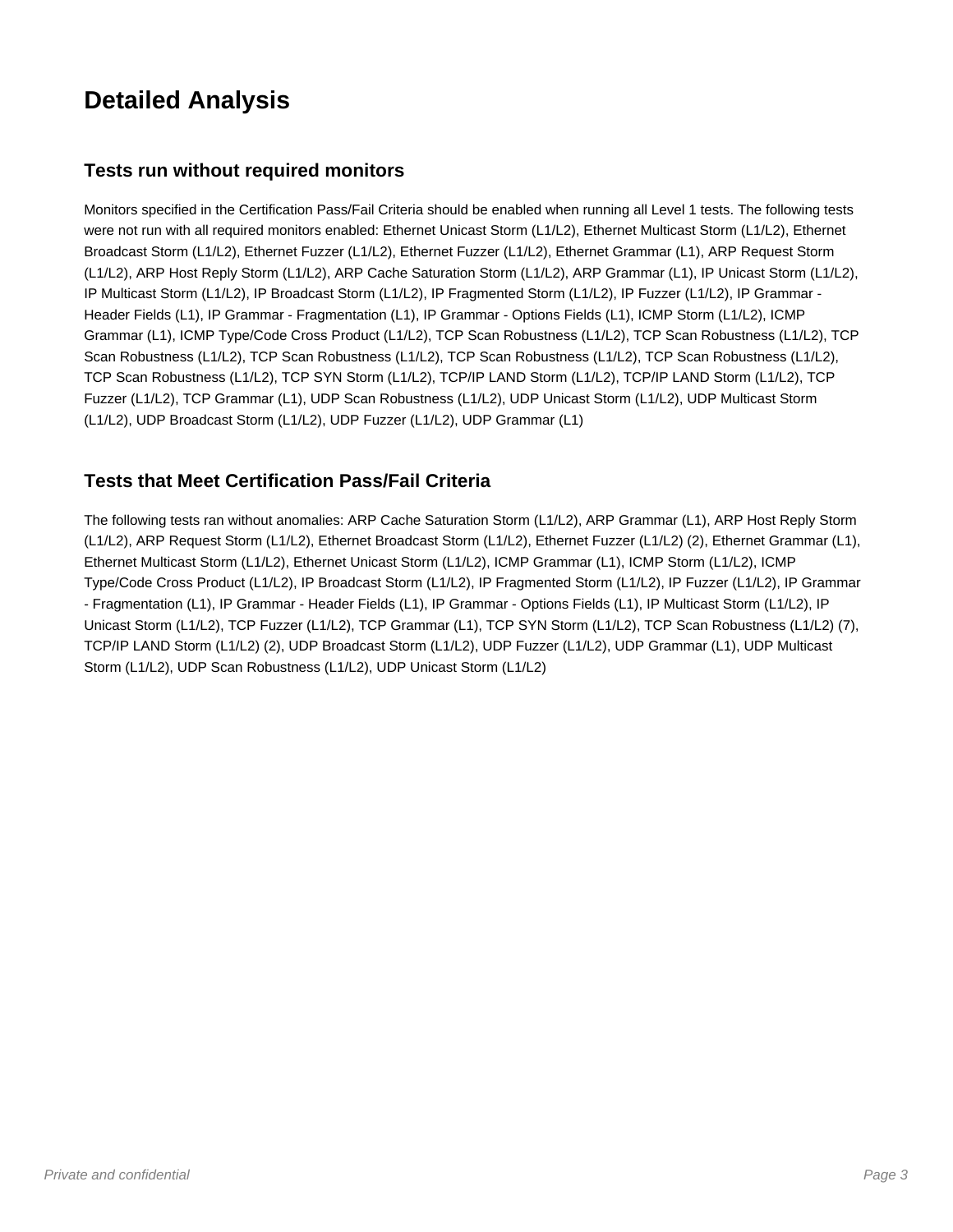# Detailed Analysis

### Tests run without required monitors

Monitors specified in the Certification Pass/Fail Criteria should be enabled when running all Level 1 tests. The following tests were not run with all required monitors enabled: Ethernet Unicast Storm (L1/L2), Ethernet Multicast Storm (L1/L2), Ethernet Broadcast Storm (L1/L2), Ethernet Fuzzer (L1/L2), Ethernet Fuzzer (L1/L2), Ethernet Grammar (L1), ARP Request Storm (L1/L2), ARP Host Reply Storm (L1/L2), ARP Cache Saturation Storm (L1/L2), ARP Grammar (L1), IP Unicast Storm (L1/L2), IP Multicast Storm (L1/L2), IP Broadcast Storm (L1/L2), IP Fragmented Storm (L1/L2), IP Fuzzer (L1/L2), IP Grammar - Header Fields (L1), IP Grammar - Fragmentation (L1), IP Grammar - Options Fields (L1), ICMP Storm (L1/L2), ICMP Grammar (L1), ICMP Type/Code Cross Product (L1/L2), TCP Scan Robustness (L1/L2), TCP Scan Robustness (L1/L2), TCP Scan Robustness (L1/L2), TCP Scan Robustness (L1/L2), TCP Scan Robustness (L1/L2), TCP Scan Robustness (L1/L2), TCP Scan Robustness (L1/L2), TCP SYN Storm (L1/L2), TCP/IP LAND Storm (L1/L2), TCP/IP LAND Storm (L1/L2), TCP Fuzzer (L1/L2), TCP Grammar (L1), UDP Scan Robustness (L1/L2), UDP Unicast Storm (L1/L2), UDP Multicast Storm (L1/L2), UDP Broadcast Storm (L1/L2), UDP Fuzzer (L1/L2), UDP Grammar (L1)

### Tests that Meet Certification Pass/Fail Criteria

The following tests ran without anomalies: ARP Cache Saturation Storm (L1/L2), ARP Grammar (L1), ARP Host Reply Storm (L1/L2), ARP Request Storm (L1/L2), Ethernet Broadcast Storm (L1/L2), Ethernet Fuzzer (L1/L2) (2), Ethernet Grammar (L1), Ethernet Multicast Storm (L1/L2), Ethernet Unicast Storm (L1/L2), ICMP Grammar (L1), ICMP Storm (L1/L2), ICMP Type/Code Cross Product (L1/L2), IP Broadcast Storm (L1/L2), IP Fragmented Storm (L1/L2), IP Fuzzer (L1/L2), IP Grammar - Fragmentation (L1), IP Grammar - Header Fields (L1), IP Grammar - Options Fields (L1), IP Multicast Storm (L1/L2), IP Unicast Storm (L1/L2), TCP Fuzzer (L1/L2), TCP Grammar (L1), TCP SYN Storm (L1/L2), TCP Scan Robustness (L1/L2) (7), TCP/IP LAND Storm (L1/L2) (2), UDP Broadcast Storm (L1/L2), UDP Fuzzer (L1/L2), UDP Grammar (L1), UDP Multicast Storm (L1/L2), UDP Scan Robustness (L1/L2), UDP Unicast Storm (L1/L2)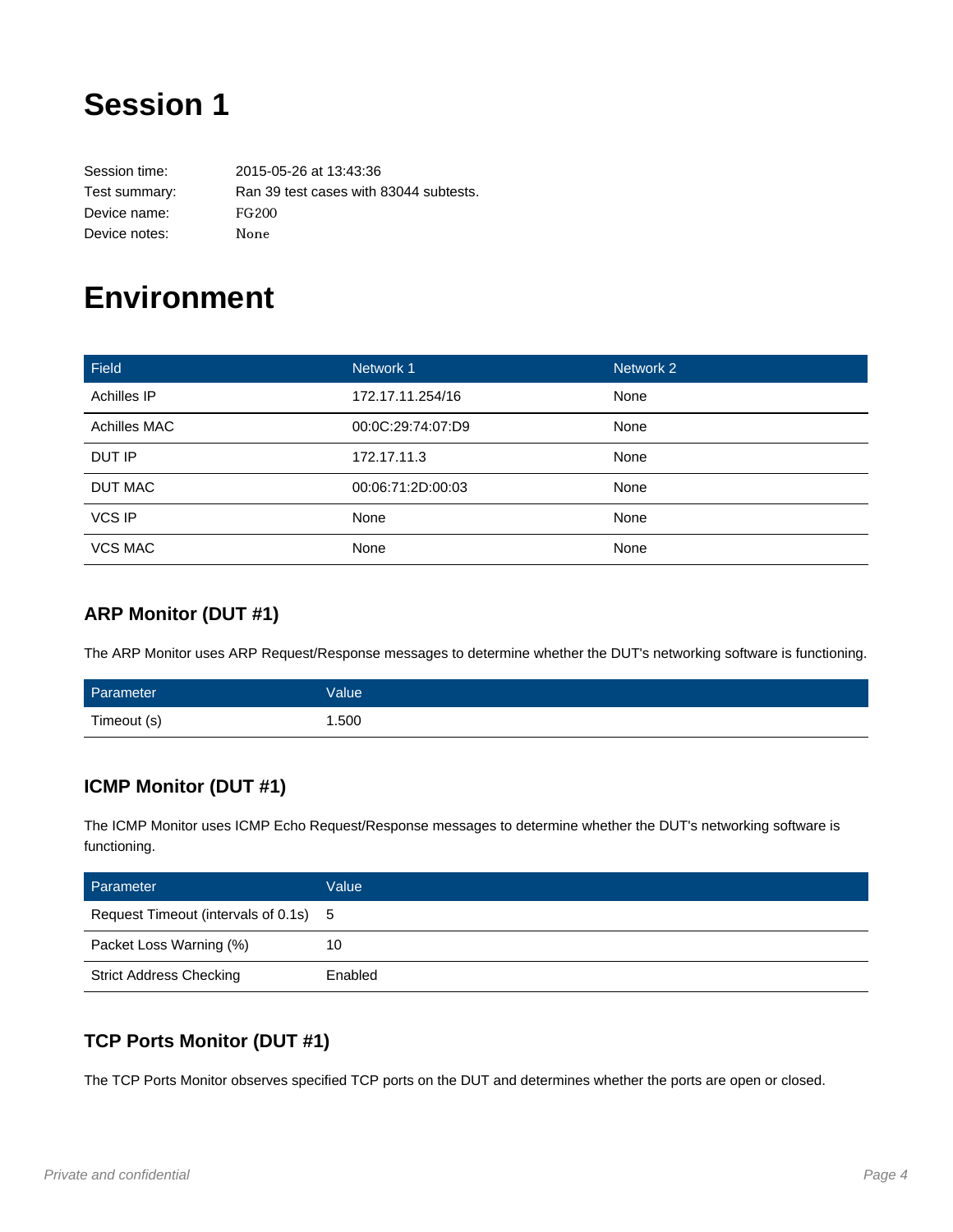# Session 1

| | |
|---|---|
| Session time: | 2015-05-26 at 13:43:36 |
| Test summary: | Ran 39 test cases with 83044 subtests. |
| Device name: | FG200 |
| Device notes: | None |

# Environment

| Field | Network 1 | Network 2 |
|---|---|---|
| Achilles IP | 172.17.11.254/16 | None |
| Achilles MAC | 00:0C:29:74:07:D9 | None |
| DUT IP | 172.17.11.3 | None |
| DUT MAC | 00:06:71:2D:00:03 | None |
| VCS IP | None | None |
| VCS MAC | None | None |

### ARP Monitor (DUT #1)

The ARP Monitor uses ARP Request/Response messages to determine whether the DUT's networking software is functioning.

| Parameter | Value |
|---|---|
| Timeout (s) | 1.500 |

### ICMP Monitor (DUT #1)

The ICMP Monitor uses ICMP Echo Request/Response messages to determine whether the DUT's networking software is functioning.

| Parameter | Value |
|---|---|
| Request Timeout (intervals of 0.1s) | 5 |
| Packet Loss Warning (%) | 10 |
| Strict Address Checking | Enabled |

### TCP Ports Monitor (DUT #1)

The TCP Ports Monitor observes specified TCP ports on the DUT and determines whether the ports are open or closed.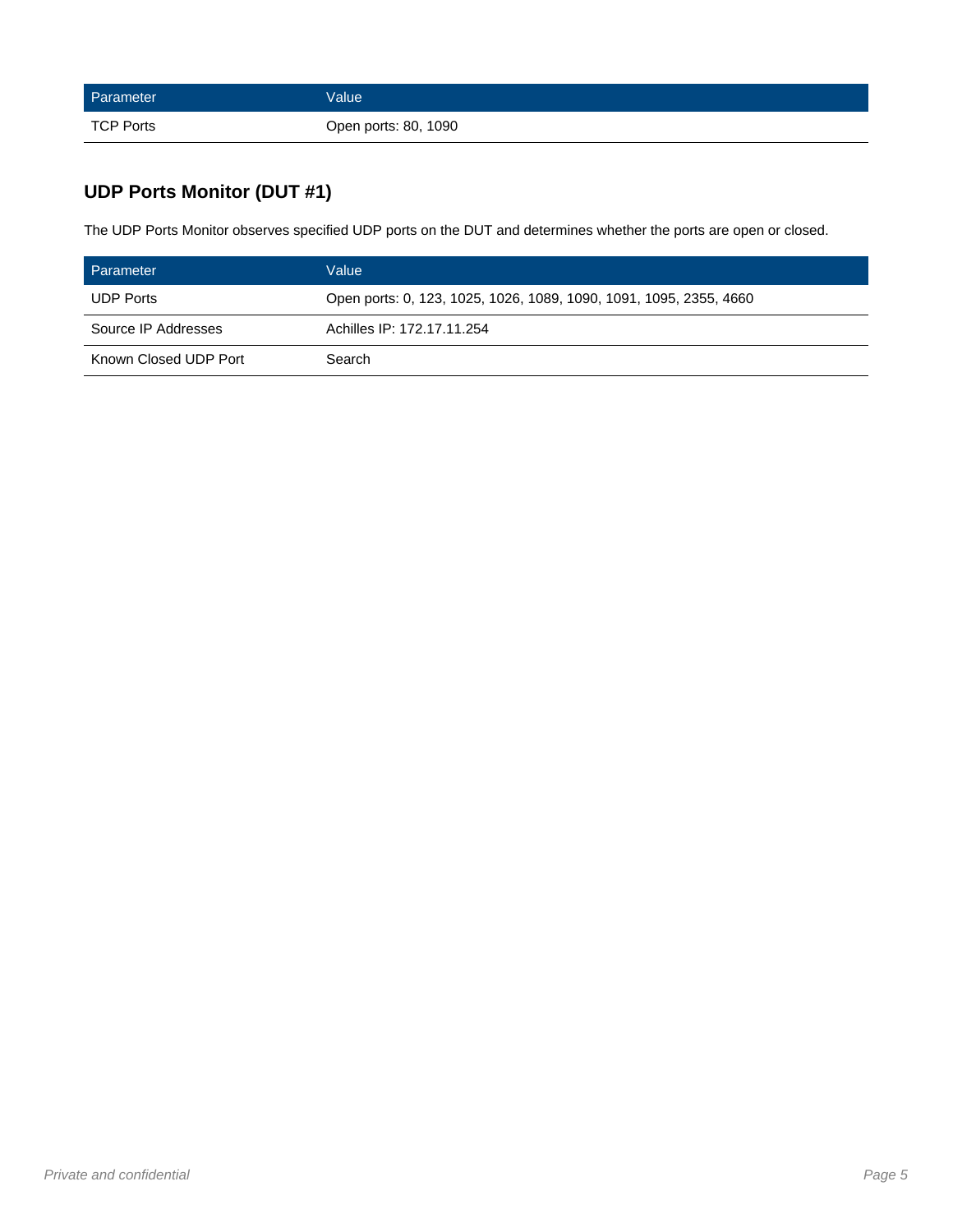| Parameter | Value |
| --- | --- |
| TCP Ports | Open ports: 80, 1090 |

## UDP Ports Monitor (DUT #1)

The UDP Ports Monitor observes specified UDP ports on the DUT and determines whether the ports are open or closed.

| Parameter | Value |
| --- | --- |
| UDP Ports | Open ports: 0, 123, 1025, 1026, 1089, 1090, 1091, 1095, 2355, 4660 |
| Source IP Addresses | Achilles IP: 172.17.11.254 |
| Known Closed UDP Port | Search |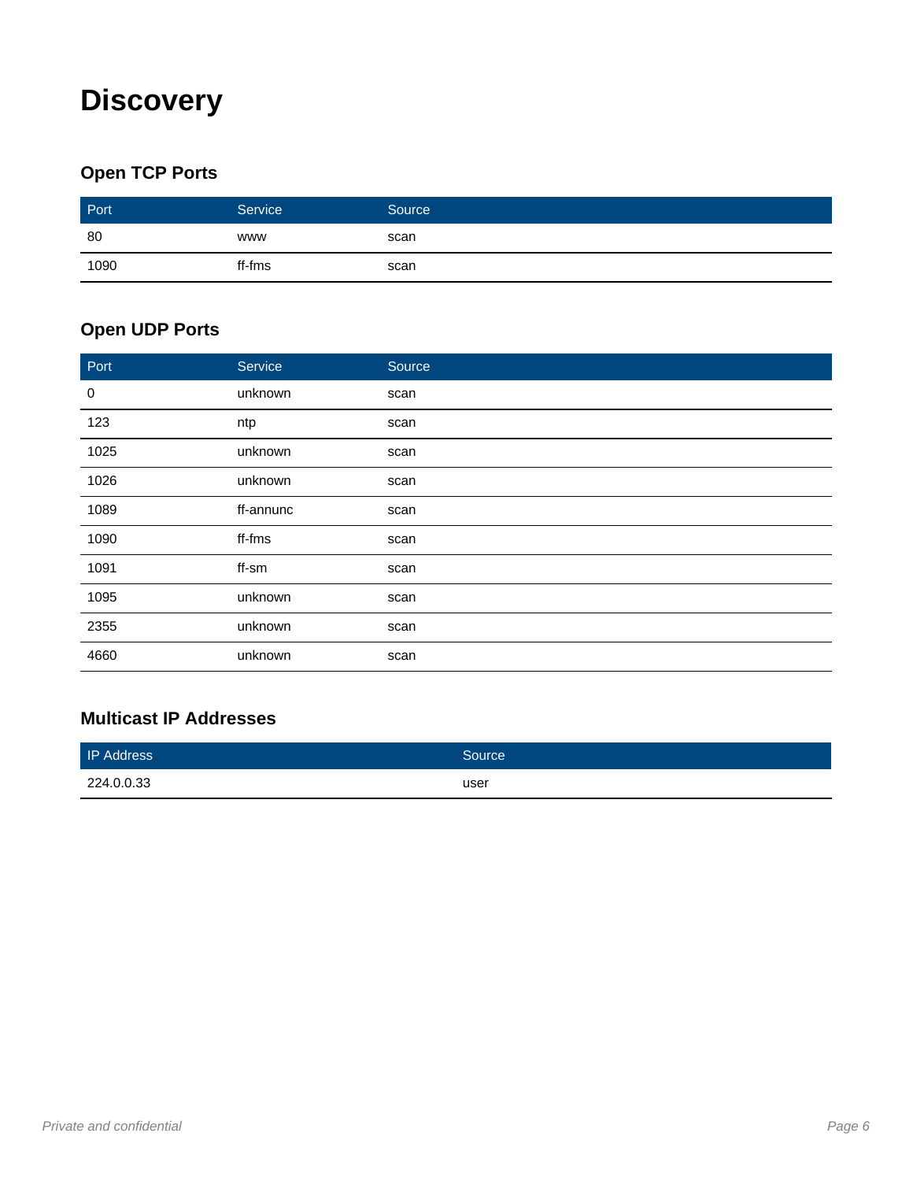# Discovery

## Open TCP Ports

| Port | Service | Source |
| --- | --- | --- |
| 80 | www | scan |
| 1090 | ff-fms | scan |

## Open UDP Ports

| Port | Service | Source |
| --- | --- | --- |
| 0 | unknown | scan |
| 123 | ntp | scan |
| 1025 | unknown | scan |
| 1026 | unknown | scan |
| 1089 | ff-annunc | scan |
| 1090 | ff-fms | scan |
| 1091 | ff-sm | scan |
| 1095 | unknown | scan |
| 2355 | unknown | scan |
| 4660 | unknown | scan |

## Multicast IP Addresses

| IP Address | Source |
| --- | --- |
| 224.0.0.33 | user |

*Private and confidential*